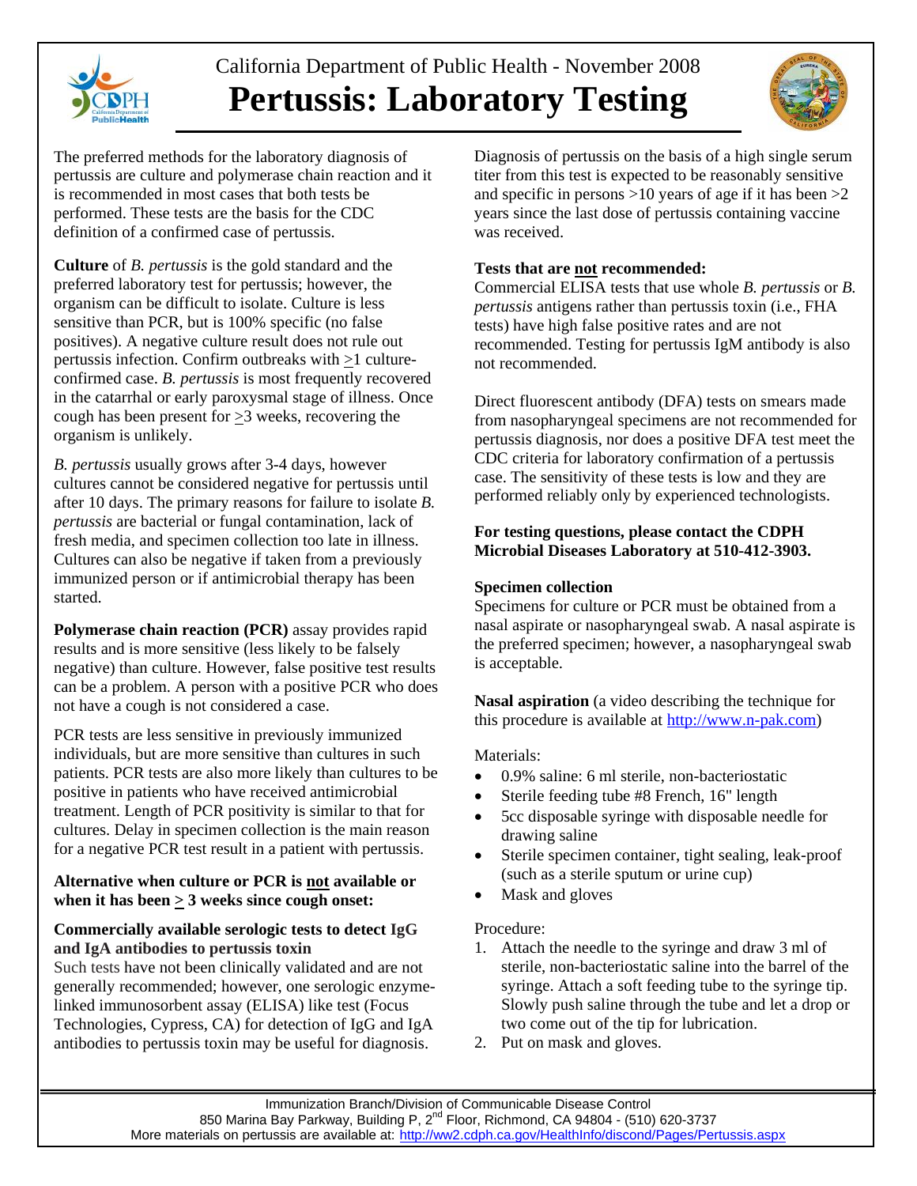California Department of Public Health - November 2008

# Pertussis: Laboratory Testing

The preferred methods for the laboratory diagnosis of pertussis are culture and polymerase chain reaction and it is recommended in most cases that both tests be performed. These tests are the basis for the CDC definition of a confirmed case of pertussis.

**Culture** of *B. pertussis* is the gold standard and the preferred laboratory test for pertussis; however, the organism can be difficult to isolate. Culture is less sensitive than PCR, but is 100% specific (no false positives). A negative culture result does not rule out pertussis infection. Confirm outbreaks with $\geq$1 culture-confirmed case. *B. pertussis* is most frequently recovered in the catarrhal or early paroxysmal stage of illness. Once cough has been present for $\geq$3 weeks, recovering the organism is unlikely.

*B. pertussis* usually grows after 3-4 days, however cultures cannot be considered negative for pertussis until after 10 days. The primary reasons for failure to isolate *B. pertussis* are bacterial or fungal contamination, lack of fresh media, and specimen collection too late in illness. Cultures can also be negative if taken from a previously immunized person or if antimicrobial therapy has been started.

**Polymerase chain reaction (PCR)** assay provides rapid results and is more sensitive (less likely to be falsely negative) than culture. However, false positive test results can be a problem. A person with a positive PCR who does not have a cough is not considered a case.

PCR tests are less sensitive in previously immunized individuals, but are more sensitive than cultures in such patients. PCR tests are also more likely than cultures to be positive in patients who have received antimicrobial treatment. Length of PCR positivity is similar to that for cultures. Delay in specimen collection is the main reason for a negative PCR test result in a patient with pertussis.

### Alternative when culture or PCR is not available or when it has been $\geq$ 3 weeks since cough onset:

**Commercially available serologic tests to detect IgG and IgA antibodies to pertussis toxin**

Such tests have not been clinically validated and are not generally recommended; however, one serologic enzyme-linked immunosorbent assay (ELISA) like test (Focus Technologies, Cypress, CA) for detection of IgG and IgA antibodies to pertussis toxin may be useful for diagnosis. Diagnosis of pertussis on the basis of a high single serum titer from this test is expected to be reasonably sensitive and specific in persons >10 years of age if it has been >2 years since the last dose of pertussis containing vaccine was received.

### Tests that are not recommended:

Commercial ELISA tests that use whole *B. pertussis* or *B. pertussis* antigens rather than pertussis toxin (i.e., FHA tests) have high false positive rates and are not recommended. Testing for pertussis IgM antibody is also not recommended.

Direct fluorescent antibody (DFA) tests on smears made from nasopharyngeal specimens are not recommended for pertussis diagnosis, nor does a positive DFA test meet the CDC criteria for laboratory confirmation of a pertussis case. The sensitivity of these tests is low and they are performed reliably only by experienced technologists.

**For testing questions, please contact the CDPH Microbial Diseases Laboratory at 510-412-3903.**

### Specimen collection

Specimens for culture or PCR must be obtained from a nasal aspirate or nasopharyngeal swab. A nasal aspirate is the preferred specimen; however, a nasopharyngeal swab is acceptable.

**Nasal aspiration** (a video describing the technique for this procedure is available at http://www.n-pak.com)

Materials:

- 0.9% saline: 6 ml sterile, non-bacteriostatic
- Sterile feeding tube #8 French, 16" length
- 5cc disposable syringe with disposable needle for drawing saline
- Sterile specimen container, tight sealing, leak-proof (such as a sterile sputum or urine cup)
- Mask and gloves

Procedure:

1. Attach the needle to the syringe and draw 3 ml of sterile, non-bacteriostatic saline into the barrel of the syringe. Attach a soft feeding tube to the syringe tip. Slowly push saline through the tube and let a drop or two come out of the tip for lubrication.
2. Put on mask and gloves.

Immunization Branch/Division of Communicable Disease Control
850 Marina Bay Parkway, Building P, 2nd Floor, Richmond, CA 94804 - (510) 620-3737
More materials on pertussis are available at: http://ww2.cdph.ca.gov/HealthInfo/discond/Pages/Pertussis.aspx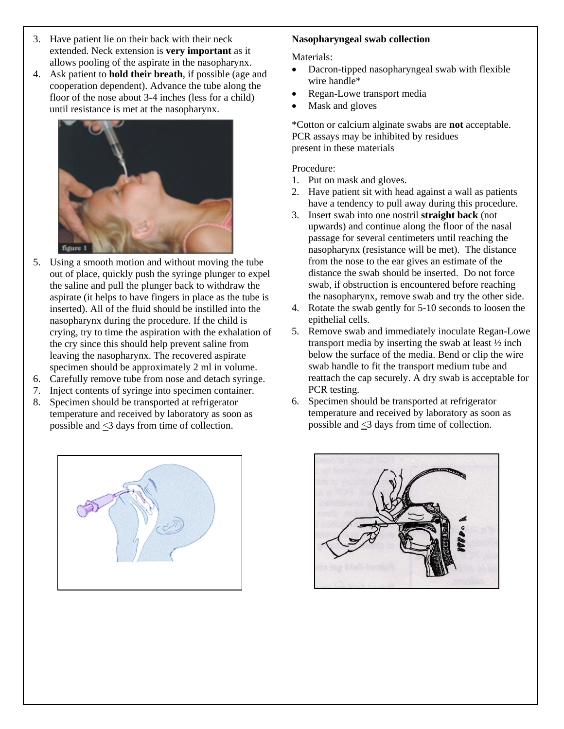3. Have patient lie on their back with their neck extended. Neck extension is **very important** as it allows pooling of the aspirate in the nasopharynx.
4. Ask patient to **hold their breath**, if possible (age and cooperation dependent). Advance the tube along the floor of the nose about 3-4 inches (less for a child) until resistance is met at the nasopharynx.

figure 1

5. Using a smooth motion and without moving the tube out of place, quickly push the syringe plunger to expel the saline and pull the plunger back to withdraw the aspirate (it helps to have fingers in place as the tube is inserted). All of the fluid should be instilled into the nasopharynx during the procedure. If the child is crying, try to time the aspiration with the exhalation of the cry since this should help prevent saline from leaving the nasopharynx. The recovered aspirate specimen should be approximately 2 ml in volume.
6. Carefully remove tube from nose and detach syringe.
7. Inject contents of syringe into specimen container.
8. Specimen should be transported at refrigerator temperature and received by laboratory as soon as possible and ≤3 days from time of collection.

**Nasopharyngeal swab collection**

Materials:

- Dacron-tipped nasopharyngeal swab with flexible wire handle*
- Regan-Lowe transport media
- Mask and gloves

*Cotton or calcium alginate swabs are **not** acceptable. PCR assays may be inhibited by residues present in these materials

Procedure:

1. Put on mask and gloves.
2. Have patient sit with head against a wall as patients have a tendency to pull away during this procedure.
3. Insert swab into one nostril **straight back** (not upwards) and continue along the floor of the nasal passage for several centimeters until reaching the nasopharynx (resistance will be met). The distance from the nose to the ear gives an estimate of the distance the swab should be inserted. Do not force swab, if obstruction is encountered before reaching the nasopharynx, remove swab and try the other side.
4. Rotate the swab gently for 5-10 seconds to loosen the epithelial cells.
5. Remove swab and immediately inoculate Regan-Lowe transport media by inserting the swab at least ½ inch below the surface of the media. Bend or clip the wire swab handle to fit the transport medium tube and reattach the cap securely. A dry swab is acceptable for PCR testing.
6. Specimen should be transported at refrigerator temperature and received by laboratory as soon as possible and ≤3 days from time of collection.